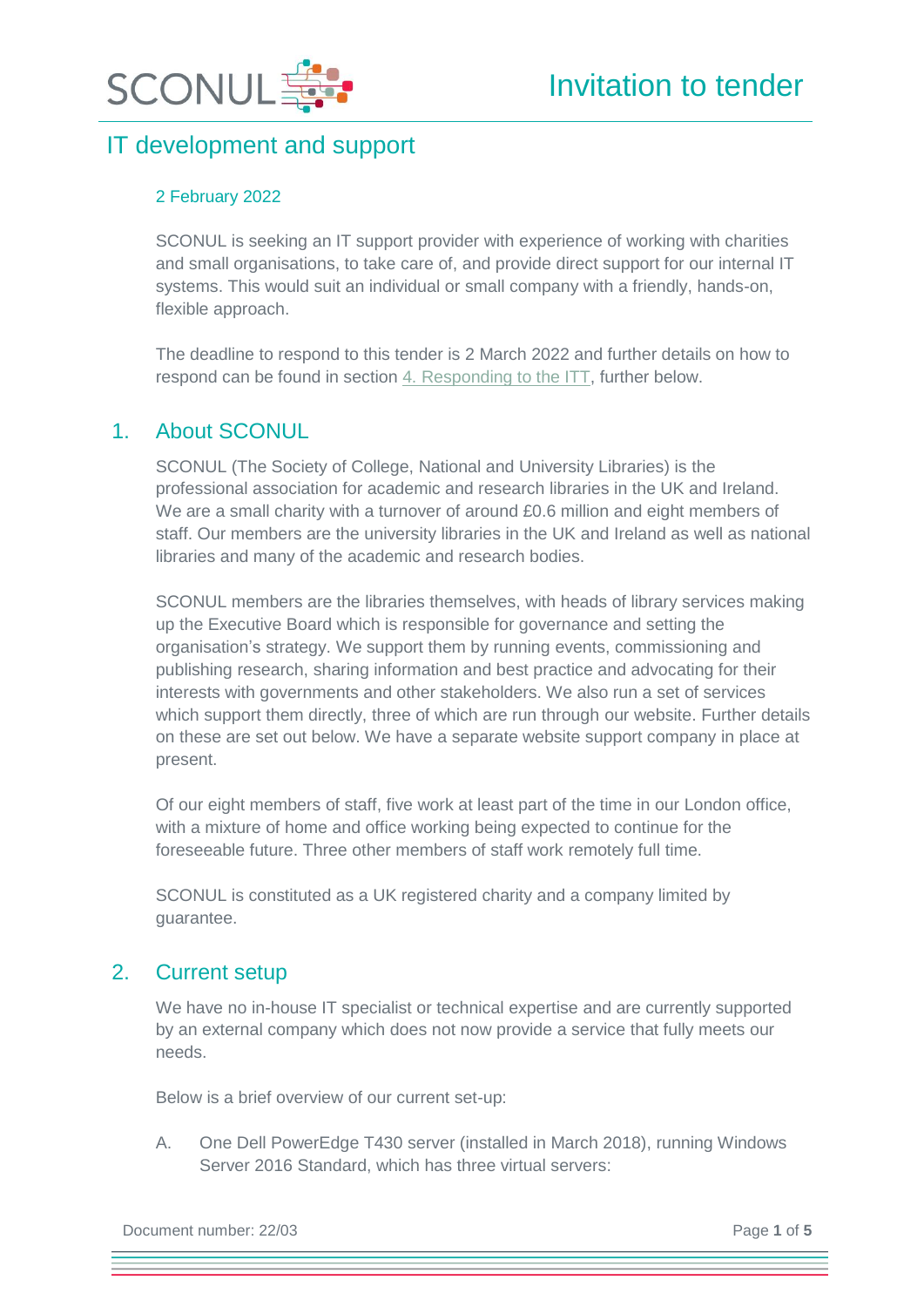# Invitation to tender

## IT development and support

2 February 2022

SCONUL is seeking an IT support provider with experience of working with charities and small organisations, to take care of, and provide direct support for our internal IT systems. This would suit an individual or small company with a friendly, hands-on, flexible approach.

The deadline to respond to this tender is 2 March 2022 and further details on how to respond can be found in section 4. Responding to the ITT, further below.

## 1. About SCONUL

SCONUL (The Society of College, National and University Libraries) is the professional association for academic and research libraries in the UK and Ireland. We are a small charity with a turnover of around £0.6 million and eight members of staff. Our members are the university libraries in the UK and Ireland as well as national libraries and many of the academic and research bodies.

SCONUL members are the libraries themselves, with heads of library services making up the Executive Board which is responsible for governance and setting the organisation's strategy. We support them by running events, commissioning and publishing research, sharing information and best practice and advocating for their interests with governments and other stakeholders. We also run a set of services which support them directly, three of which are run through our website. Further details on these are set out below. We have a separate website support company in place at present.

Of our eight members of staff, five work at least part of the time in our London office, with a mixture of home and office working being expected to continue for the foreseeable future. Three other members of staff work remotely full time.

SCONUL is constituted as a UK registered charity and a company limited by guarantee.

## 2. Current setup

We have no in-house IT specialist or technical expertise and are currently supported by an external company which does not now provide a service that fully meets our needs.

Below is a brief overview of our current set-up:

A. One Dell PowerEdge T430 server (installed in March 2018), running Windows Server 2016 Standard, which has three virtual servers: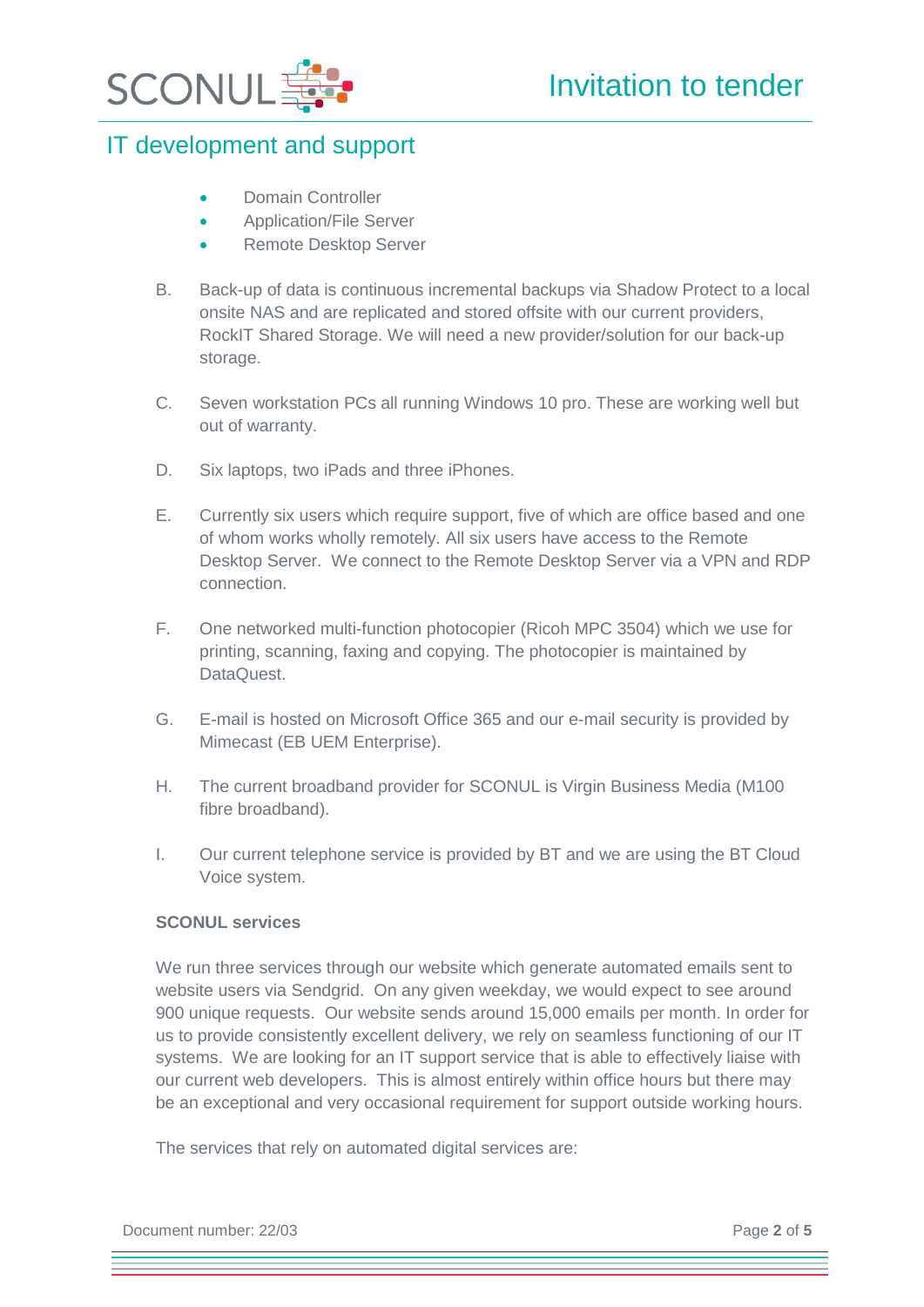- Domain Controller
- Application/File Server
- Remote Desktop Server

B. Back-up of data is continuous incremental backups via Shadow Protect to a local onsite NAS and are replicated and stored offsite with our current providers, RockIT Shared Storage. We will need a new provider/solution for our back-up storage.

C. Seven workstation PCs all running Windows 10 pro. These are working well but out of warranty.

D. Six laptops, two iPads and three iPhones.

E. Currently six users which require support, five of which are office based and one of whom works wholly remotely. All six users have access to the Remote Desktop Server. We connect to the Remote Desktop Server via a VPN and RDP connection.

F. One networked multi-function photocopier (Ricoh MPC 3504) which we use for printing, scanning, faxing and copying. The photocopier is maintained by DataQuest.

G. E-mail is hosted on Microsoft Office 365 and our e-mail security is provided by Mimecast (EB UEM Enterprise).

H. The current broadband provider for SCONUL is Virgin Business Media (M100 fibre broadband).

I. Our current telephone service is provided by BT and we are using the BT Cloud Voice system.

**SCONUL services**

We run three services through our website which generate automated emails sent to website users via Sendgrid. On any given weekday, we would expect to see around 900 unique requests. Our website sends around 15,000 emails per month. In order for us to provide consistently excellent delivery, we rely on seamless functioning of our IT systems. We are looking for an IT support service that is able to effectively liaise with our current web developers. This is almost entirely within office hours but there may be an exceptional and very occasional requirement for support outside working hours.

The services that rely on automated digital services are: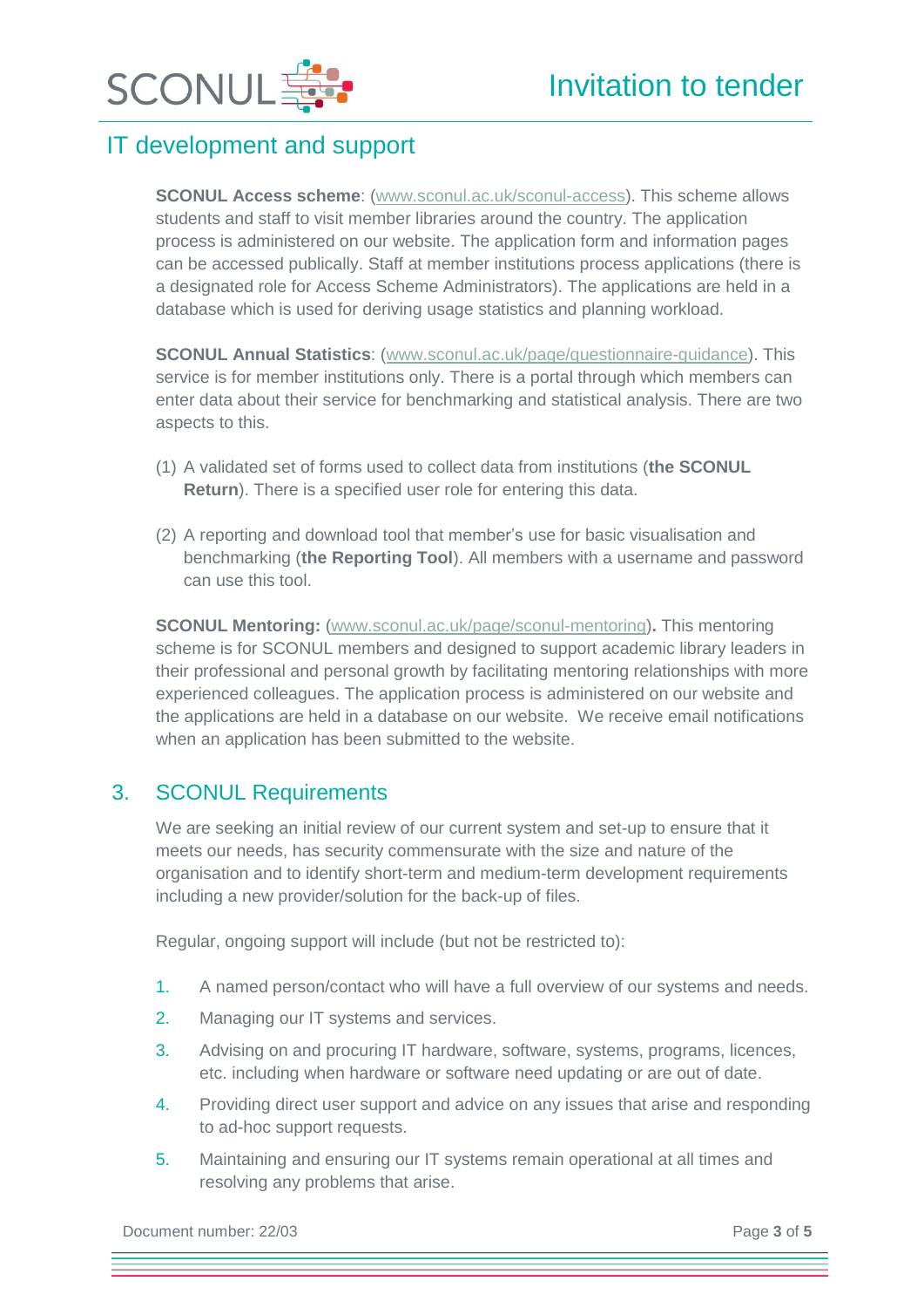**SCONUL Access scheme**: (www.sconul.ac.uk/sconul-access). This scheme allows students and staff to visit member libraries around the country. The application process is administered on our website. The application form and information pages can be accessed publically. Staff at member institutions process applications (there is a designated role for Access Scheme Administrators). The applications are held in a database which is used for deriving usage statistics and planning workload.

**SCONUL Annual Statistics**: (www.sconul.ac.uk/page/questionnaire-guidance). This service is for member institutions only. There is a portal through which members can enter data about their service for benchmarking and statistical analysis. There are two aspects to this.

(1) A validated set of forms used to collect data from institutions (**the SCONUL Return**). There is a specified user role for entering this data.

(2) A reporting and download tool that member's use for basic visualisation and benchmarking (**the Reporting Tool**). All members with a username and password can use this tool.

**SCONUL Mentoring:** (www.sconul.ac.uk/page/sconul-mentoring)**.** This mentoring scheme is for SCONUL members and designed to support academic library leaders in their professional and personal growth by facilitating mentoring relationships with more experienced colleagues. The application process is administered on our website and the applications are held in a database on our website. We receive email notifications when an application has been submitted to the website.

## 3. SCONUL Requirements

We are seeking an initial review of our current system and set-up to ensure that it meets our needs, has security commensurate with the size and nature of the organisation and to identify short-term and medium-term development requirements including a new provider/solution for the back-up of files.

Regular, ongoing support will include (but not be restricted to):

1. A named person/contact who will have a full overview of our systems and needs.
2. Managing our IT systems and services.
3. Advising on and procuring IT hardware, software, systems, programs, licences, etc. including when hardware or software need updating or are out of date.
4. Providing direct user support and advice on any issues that arise and responding to ad-hoc support requests.
5. Maintaining and ensuring our IT systems remain operational at all times and resolving any problems that arise.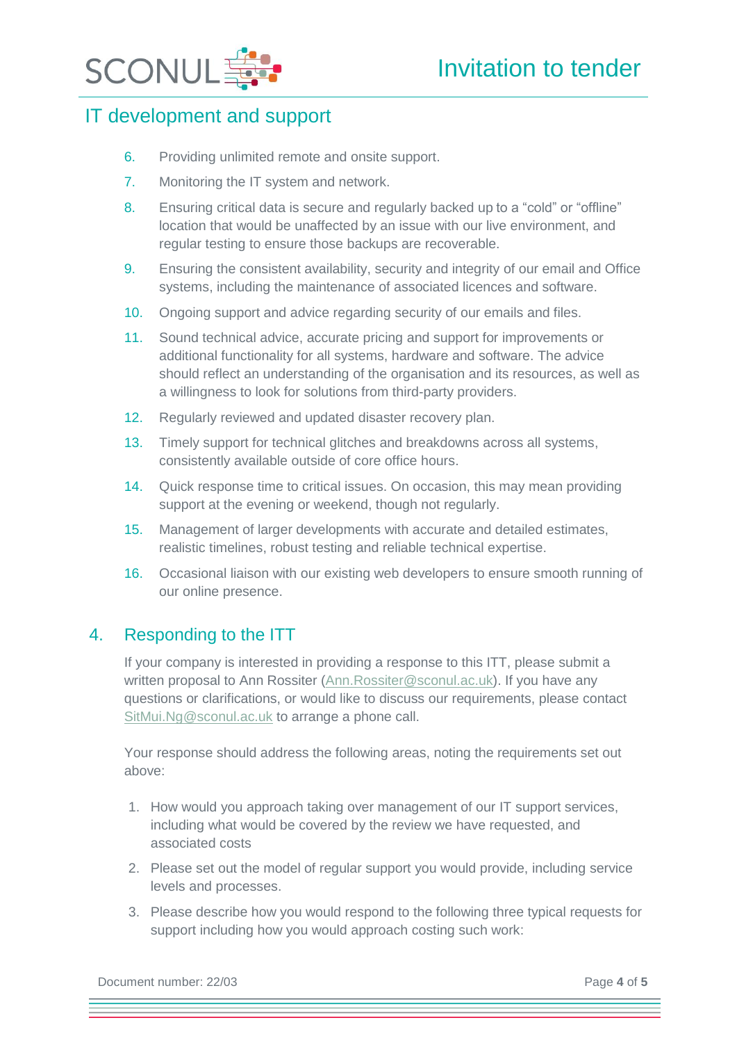## IT development and support

6. Providing unlimited remote and onsite support.
7. Monitoring the IT system and network.
8. Ensuring critical data is secure and regularly backed up to a "cold" or "offline" location that would be unaffected by an issue with our live environment, and regular testing to ensure those backups are recoverable.
9. Ensuring the consistent availability, security and integrity of our email and Office systems, including the maintenance of associated licences and software.
10. Ongoing support and advice regarding security of our emails and files.
11. Sound technical advice, accurate pricing and support for improvements or additional functionality for all systems, hardware and software. The advice should reflect an understanding of the organisation and its resources, as well as a willingness to look for solutions from third-party providers.
12. Regularly reviewed and updated disaster recovery plan.
13. Timely support for technical glitches and breakdowns across all systems, consistently available outside of core office hours.
14. Quick response time to critical issues. On occasion, this may mean providing support at the evening or weekend, though not regularly.
15. Management of larger developments with accurate and detailed estimates, realistic timelines, robust testing and reliable technical expertise.
16. Occasional liaison with our existing web developers to ensure smooth running of our online presence.

## 4. Responding to the ITT

If your company is interested in providing a response to this ITT, please submit a written proposal to Ann Rossiter (Ann.Rossiter@sconul.ac.uk). If you have any questions or clarifications, or would like to discuss our requirements, please contact SitMui.Ng@sconul.ac.uk to arrange a phone call.

Your response should address the following areas, noting the requirements set out above:

1. How would you approach taking over management of our IT support services, including what would be covered by the review we have requested, and associated costs
2. Please set out the model of regular support you would provide, including service levels and processes.
3. Please describe how you would respond to the following three typical requests for support including how you would approach costing such work: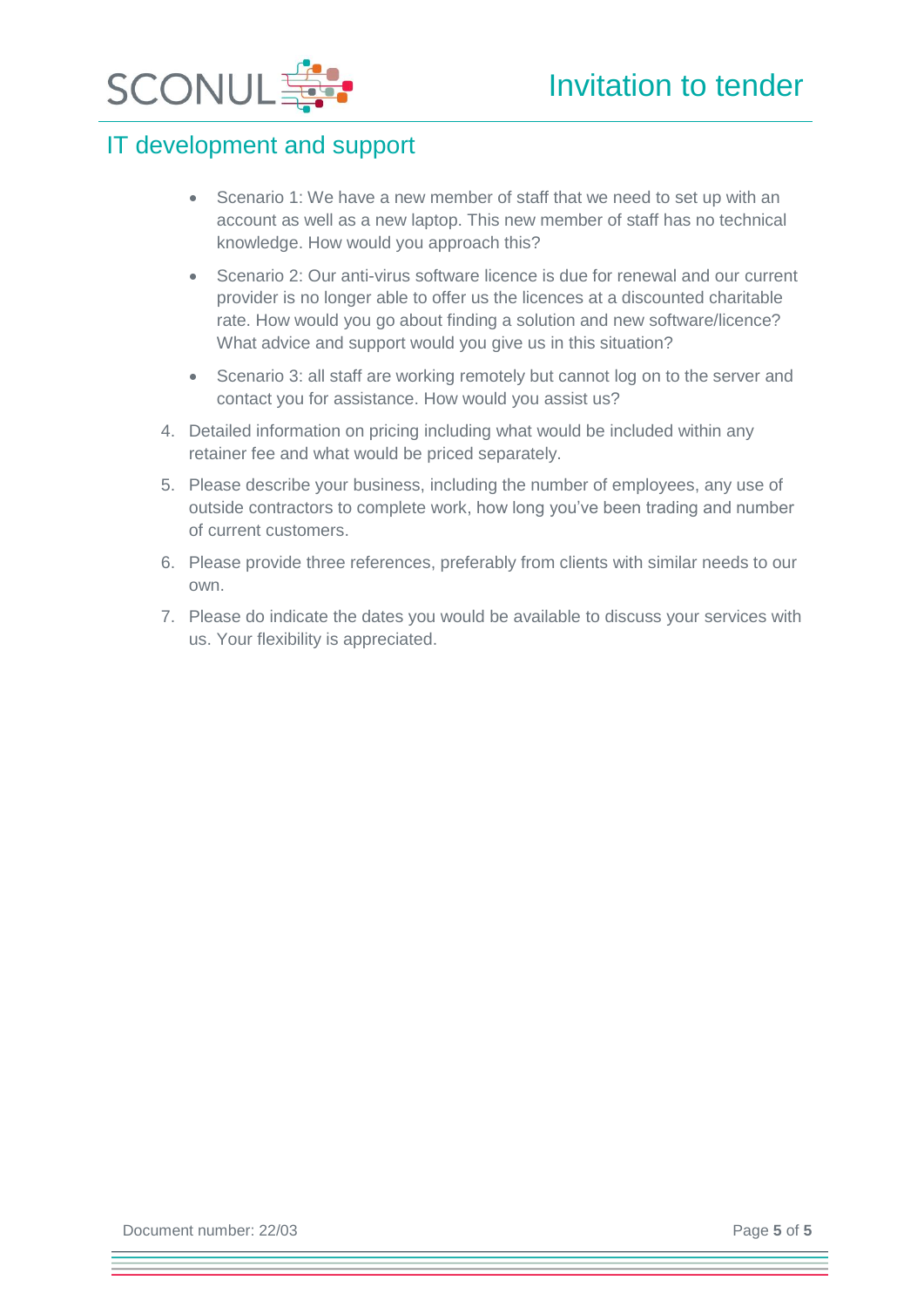## IT development and support

- Scenario 1: We have a new member of staff that we need to set up with an account as well as a new laptop. This new member of staff has no technical knowledge. How would you approach this?
- Scenario 2: Our anti-virus software licence is due for renewal and our current provider is no longer able to offer us the licences at a discounted charitable rate. How would you go about finding a solution and new software/licence? What advice and support would you give us in this situation?
- Scenario 3: all staff are working remotely but cannot log on to the server and contact you for assistance. How would you assist us?

4. Detailed information on pricing including what would be included within any retainer fee and what would be priced separately.
5. Please describe your business, including the number of employees, any use of outside contractors to complete work, how long you've been trading and number of current customers.
6. Please provide three references, preferably from clients with similar needs to our own.
7. Please do indicate the dates you would be available to discuss your services with us. Your flexibility is appreciated.